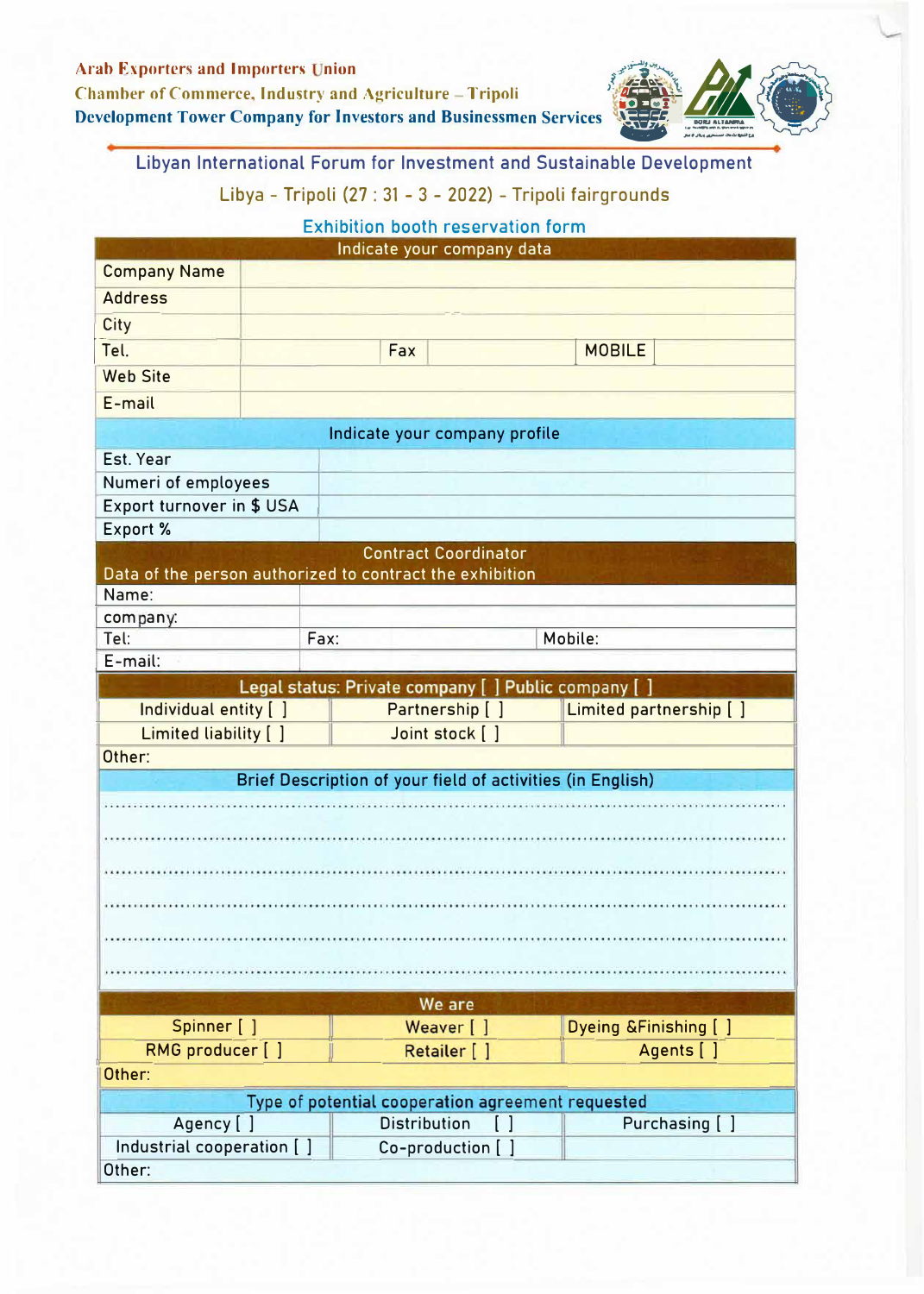Arab Exporters and Importers Union

Chamber of Commerce, Industry and Agriculture – Tripoli

Development Tower Company for Investors and Businessmen Services

## Libyan International Forum for Investment and Sustainable Development

### Libya - Tripoli (27 : 31 - 3 - 2022) - Tripoli fairgrounds

### Exhibition booth reservation form

| Indicate your company data | | | | | |
|---|---|---|---|---|---|
| Company Name | | | | | |
| Address | | | | | |
| City | | | | | |
| Tel. | | Fax | | MOBILE | |
| Web Site | | | | | |
| E-mail | | | | | |

| Indicate your company profile | |
|---|---|
| Est. Year | |
| Numeri of employees | |
| Export turnover in $ USA | |
| Export % | |

| Contract Coordinator<br>Data of the person authorized to contract the exhibition | | | |
|---|---|---|---|
| Name: | | | |
| company: | | | |
| Tel: | Fax: | Mobile: | |
| E-mail: | | | |

| Legal status: Private company [ ] Public company [ ] | | |
|---|---|---|
| Individual entity [ ] | Partnership [ ] | Limited partnership [ ] |
| Limited liability [ ] | Joint stock [ ] | |
| Other: | | |

**Brief Description of your field of activities (in English)**

.............................................................................................................................

.............................................................................................................................

.............................................................................................................................

.............................................................................................................................

.............................................................................................................................

.............................................................................................................................

| We are | | |
|---|---|---|
| Spinner [ ] | Weaver [ ] | Dyeing &Finishing [ ] |
| RMG producer [ ] | Retailer [ ] | Agents [ ] |
| Other: | | |

| Type of potential cooperation agreement requested | | |
|---|---|---|
| Agency [ ] | Distribution [ ] | Purchasing [ ] |
| Industrial cooperation [ ] | Co-production [ ] | |
| Other: | | |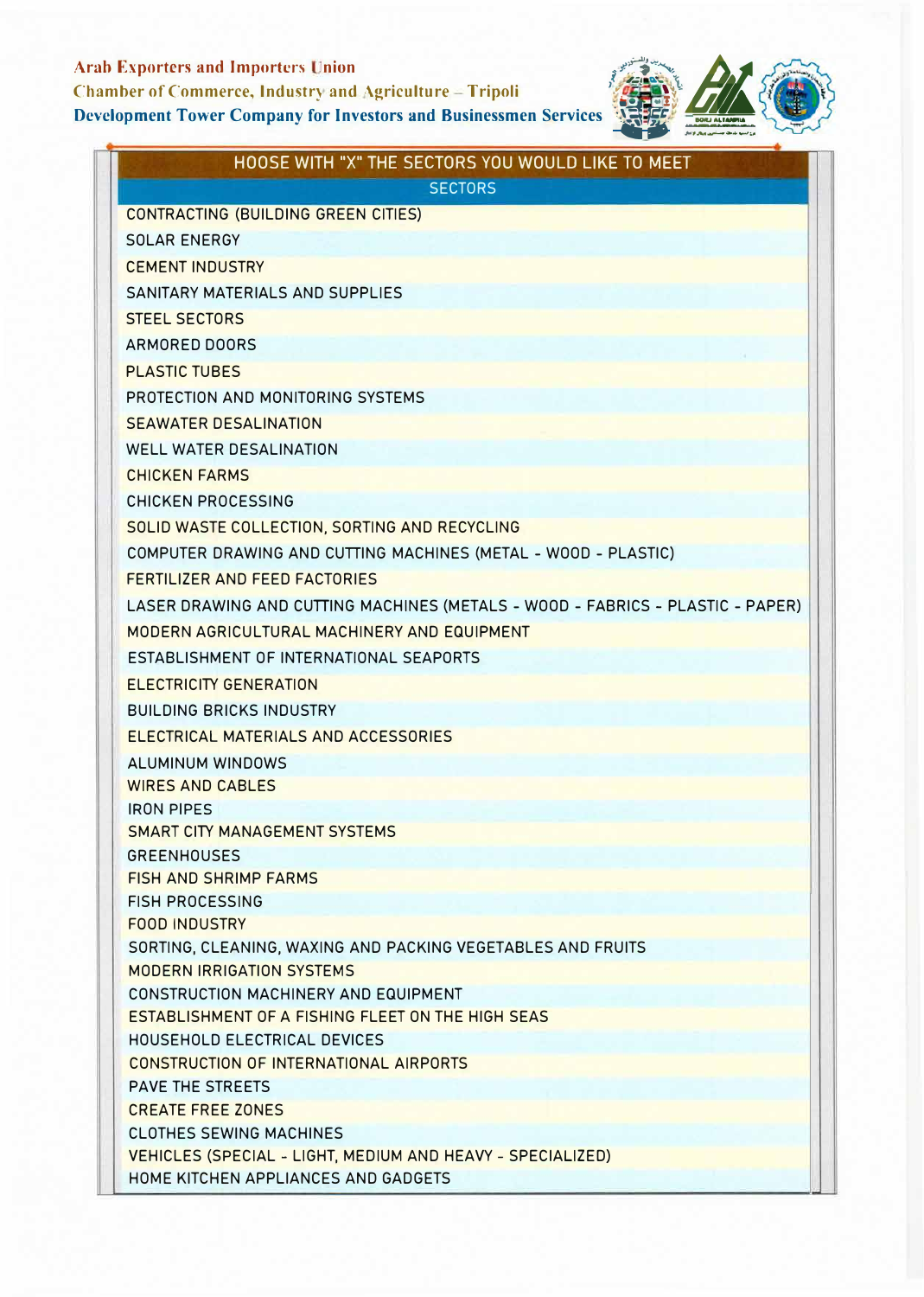**Arab Exporters and Importers Union**
**Chamber of Commerce, Industry and Agriculture – Tripoli**
**Development Tower Company for Investors and Businessmen Services**

| HOOSE WITH "X" THE SECTORS YOU WOULD LIKE TO MEET |
| --- |
| SECTORS |
| CONTRACTING (BUILDING GREEN CITIES) |
| SOLAR ENERGY |
| CEMENT INDUSTRY |
| SANITARY MATERIALS AND SUPPLIES |
| STEEL SECTORS |
| ARMORED DOORS |
| PLASTIC TUBES |
| PROTECTION AND MONITORING SYSTEMS |
| SEAWATER DESALINATION |
| WELL WATER DESALINATION |
| CHICKEN FARMS |
| CHICKEN PROCESSING |
| SOLID WASTE COLLECTION, SORTING AND RECYCLING |
| COMPUTER DRAWING AND CUTTING MACHINES (METAL - WOOD - PLASTIC) |
| FERTILIZER AND FEED FACTORIES |
| LASER DRAWING AND CUTTING MACHINES (METALS - WOOD - FABRICS - PLASTIC - PAPER) |
| MODERN AGRICULTURAL MACHINERY AND EQUIPMENT |
| ESTABLISHMENT OF INTERNATIONAL SEAPORTS |
| ELECTRICITY GENERATION |
| BUILDING BRICKS INDUSTRY |
| ELECTRICAL MATERIALS AND ACCESSORIES |
| ALUMINUM WINDOWS |
| WIRES AND CABLES |
| IRON PIPES |
| SMART CITY MANAGEMENT SYSTEMS |
| GREENHOUSES |
| FISH AND SHRIMP FARMS |
| FISH PROCESSING |
| FOOD INDUSTRY |
| SORTING, CLEANING, WAXING AND PACKING VEGETABLES AND FRUITS |
| MODERN IRRIGATION SYSTEMS |
| CONSTRUCTION MACHINERY AND EQUIPMENT |
| ESTABLISHMENT OF A FISHING FLEET ON THE HIGH SEAS |
| HOUSEHOLD ELECTRICAL DEVICES |
| CONSTRUCTION OF INTERNATIONAL AIRPORTS |
| PAVE THE STREETS |
| CREATE FREE ZONES |
| CLOTHES SEWING MACHINES |
| VEHICLES (SPECIAL - LIGHT, MEDIUM AND HEAVY - SPECIALIZED) |
| HOME KITCHEN APPLIANCES AND GADGETS |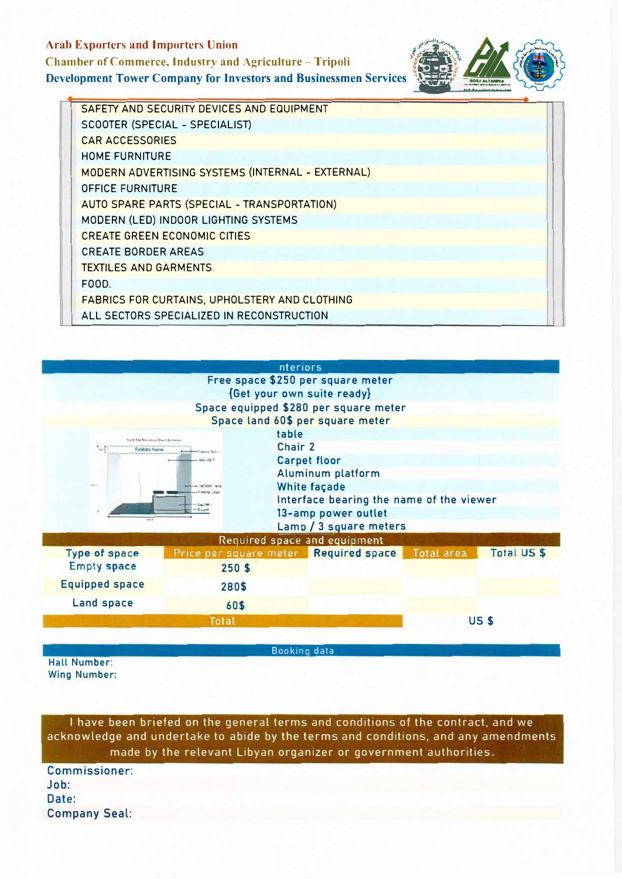**Arab Exporters and Importers Union**
**Chamber of Commerce, Industry and Agriculture – Tripoli**
**Development Tower Company for Investors and Businessmen Services**

| |
|---|
| SAFETY AND SECURITY DEVICES AND EQUIPMENT |
| SCOOTER (SPECIAL - SPECIALIST) |
| CAR ACCESSORIES |
| HOME FURNITURE |
| MODERN ADVERTISING SYSTEMS (INTERNAL - EXTERNAL) |
| OFFICE FURNITURE |
| AUTO SPARE PARTS (SPECIAL - TRANSPORTATION) |
| MODERN (LED) INDOOR LIGHTING SYSTEMS |
| CREATE GREEN ECONOMIC CITIES |
| CREATE BORDER AREAS |
| TEXTILES AND GARMENTS. |
| FOOD. |
| FABRICS FOR CURTAINS, UPHOLSTERY AND CLOTHING |
| ALL SECTORS SPECIALIZED IN RECONSTRUCTION |

**nteriors**

Free space $250 per square meter
{Get your own suite ready}
Space equipped $280 per square meter
Space land 60$ per square meter

- table
- Chair 2
- Carpet floor
- Aluminum platform
- White façade
- Interface bearing the name of the viewer
- 13-amp power outlet
- Lamp / 3 square meters

**Required space and equipment**

| Type of space | Price per square meter | Required space | Total area | Total US $ |
|---|---|---|---|---|
| Empty space | 250 $ | | | |
| Equipped space | 280$ | | | |
| Land space | 60$ | | | |
| Total | | | US $ | |

**Booking data**

Hall Number:
Wing Number:

I have been briefed on the general terms and conditions of the contract, and we acknowledge and undertake to abide by the terms and conditions, and any amendments made by the relevant Libyan organizer or government authorities.

Commissioner:
Job:
Date:
Company Seal: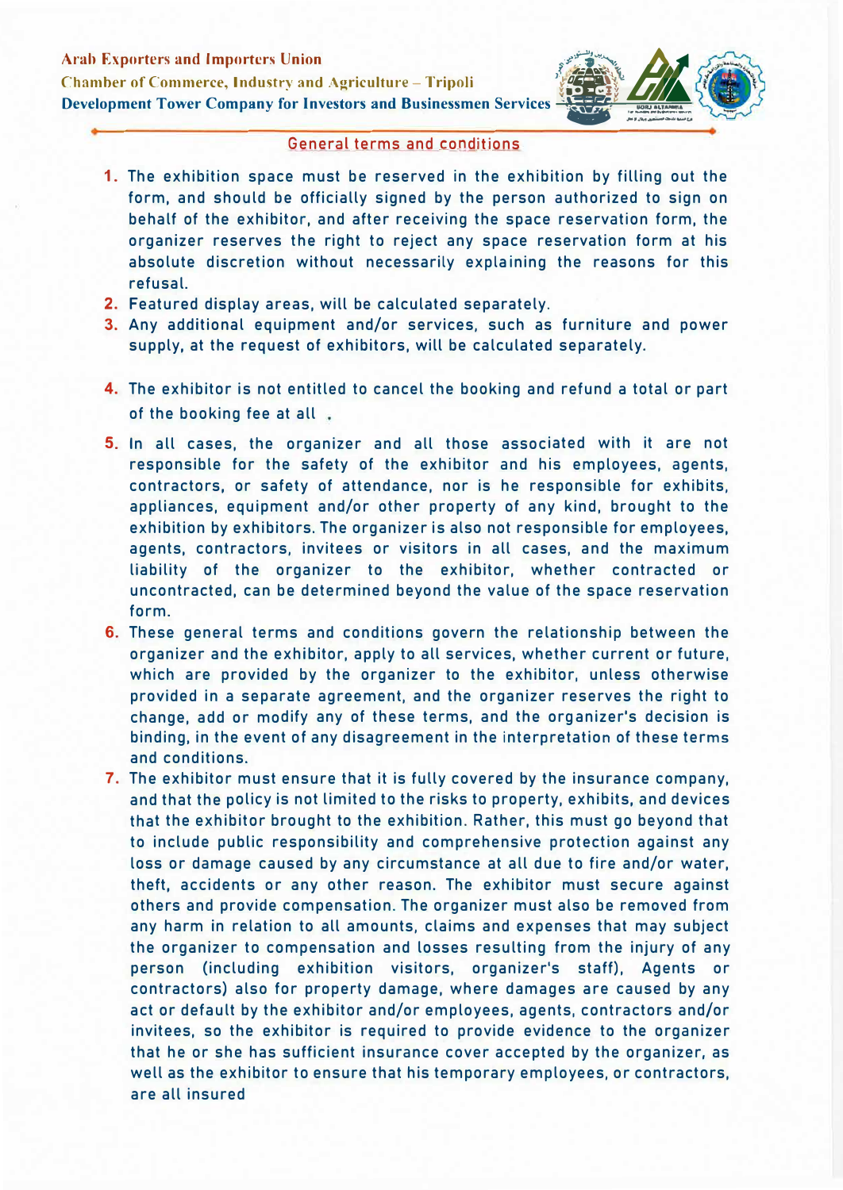Arab Exporters and Importers Union
Chamber of Commerce, Industry and Agriculture – Tripoli
Development Tower Company for Investors and Businessmen Services

## General terms and conditions

1. The exhibition space must be reserved in the exhibition by filling out the form, and should be officially signed by the person authorized to sign on behalf of the exhibitor, and after receiving the space reservation form, the organizer reserves the right to reject any space reservation form at his absolute discretion without necessarily explaining the reasons for this refusal.
2. Featured display areas, will be calculated separately.
3. Any additional equipment and/or services, such as furniture and power supply, at the request of exhibitors, will be calculated separately.
4. The exhibitor is not entitled to cancel the booking and refund a total or part of the booking fee at all .
5. In all cases, the organizer and all those associated with it are not responsible for the safety of the exhibitor and his employees, agents, contractors, or safety of attendance, nor is he responsible for exhibits, appliances, equipment and/or other property of any kind, brought to the exhibition by exhibitors. The organizer is also not responsible for employees, agents, contractors, invitees or visitors in all cases, and the maximum liability of the organizer to the exhibitor, whether contracted or uncontracted, can be determined beyond the value of the space reservation form.
6. These general terms and conditions govern the relationship between the organizer and the exhibitor, apply to all services, whether current or future, which are provided by the organizer to the exhibitor, unless otherwise provided in a separate agreement, and the organizer reserves the right to change, add or modify any of these terms, and the organizer's decision is binding, in the event of any disagreement in the interpretation of these terms and conditions.
7. The exhibitor must ensure that it is fully covered by the insurance company, and that the policy is not limited to the risks to property, exhibits, and devices that the exhibitor brought to the exhibition. Rather, this must go beyond that to include public responsibility and comprehensive protection against any loss or damage caused by any circumstance at all due to fire and/or water, theft, accidents or any other reason. The exhibitor must secure against others and provide compensation. The organizer must also be removed from any harm in relation to all amounts, claims and expenses that may subject the organizer to compensation and losses resulting from the injury of any person (including exhibition visitors, organizer's staff), Agents or contractors) also for property damage, where damages are caused by any act or default by the exhibitor and/or employees, agents, contractors and/or invitees, so the exhibitor is required to provide evidence to the organizer that he or she has sufficient insurance cover accepted by the organizer, as well as the exhibitor to ensure that his temporary employees, or contractors, are all insured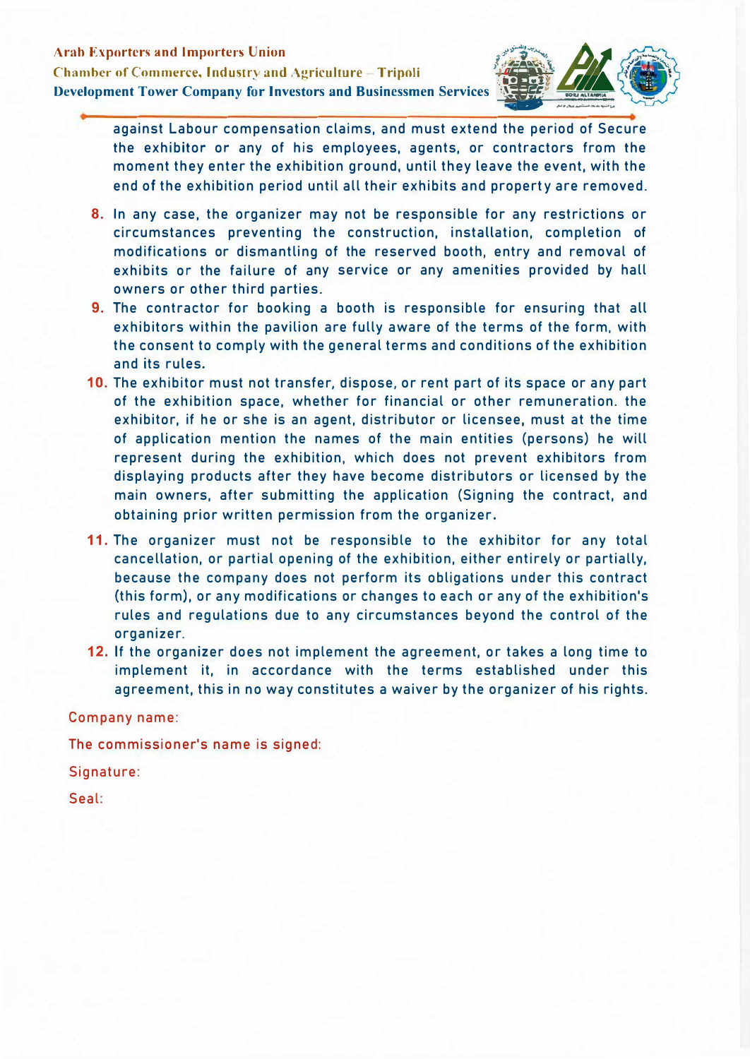against Labour compensation claims, and must extend the period of Secure the exhibitor or any of his employees, agents, or contractors from the moment they enter the exhibition ground, until they leave the event, with the end of the exhibition period until all their exhibits and property are removed.

8. In any case, the organizer may not be responsible for any restrictions or circumstances preventing the construction, installation, completion of modifications or dismantling of the reserved booth, entry and removal of exhibits or the failure of any service or any amenities provided by hall owners or other third parties.
9. The contractor for booking a booth is responsible for ensuring that all exhibitors within the pavilion are fully aware of the terms of the form, with the consent to comply with the general terms and conditions of the exhibition and its rules.
10. The exhibitor must not transfer, dispose, or rent part of its space or any part of the exhibition space, whether for financial or other remuneration. the exhibitor, if he or she is an agent, distributor or licensee, must at the time of application mention the names of the main entities (persons) he will represent during the exhibition, which does not prevent exhibitors from displaying products after they have become distributors or licensed by the main owners, after submitting the application (Signing the contract, and obtaining prior written permission from the organizer.
11. The organizer must not be responsible to the exhibitor for any total cancellation, or partial opening of the exhibition, either entirely or partially, because the company does not perform its obligations under this contract (this form), or any modifications or changes to each or any of the exhibition's rules and regulations due to any circumstances beyond the control of the organizer.
12. If the organizer does not implement the agreement, or takes a long time to implement it, in accordance with the terms established under this agreement, this in no way constitutes a waiver by the organizer of his rights.

Company name:

The commissioner's name is signed:

Signature:

Seal: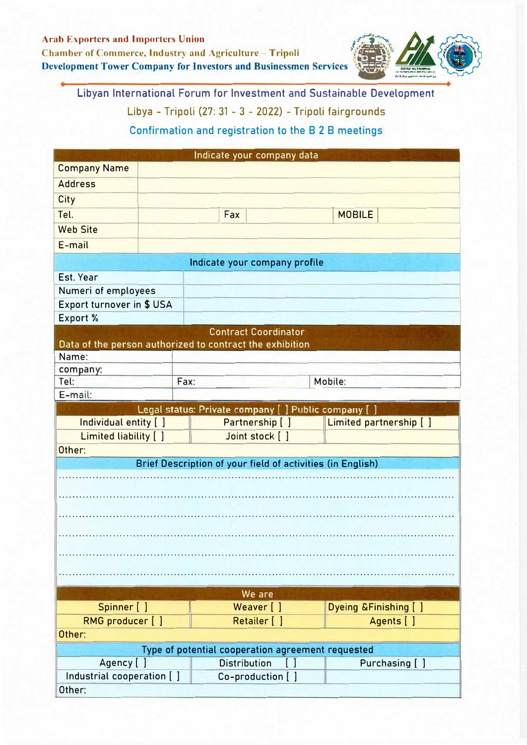**Arab Exporters and Importers Union**
**Chamber of Commerce, Industry and Agriculture – Tripoli**
**Development Tower Company for Investors and Businessmen Services**

## Libyan International Forum for Investment and Sustainable Development

### Libya - Tripoli (27: 31 - 3 - 2022) - Tripoli fairgrounds

### Confirmation and registration to the B 2 B meetings

| Indicate your company data | | | | | |
|---|---|---|---|---|---|
| Company Name | | | | | |
| Address | | | | | |
| City | | | | | |
| Tel. | | Fax | | MOBILE | |
| Web Site | | | | | |
| E-mail | | | | | |

| Indicate your company profile | |
|---|---|
| Est. Year | |
| Numeri of employees | |
| Export turnover in $ USA | |
| Export % | |

| Contract Coordinator<br>Data of the person authorized to contract the exhibition | | |
|---|---|---|
| Name: | | |
| company: | | |
| Tel: | Fax: | Mobile: |
| E-mail: | | |

| Legal status: Private company [ ] Public company [ ] | | |
|---|---|---|
| Individual entity [ ] | Partnership [ ] | Limited partnership [ ] |
| Limited liability [ ] | Joint stock [ ] | |
| Other: | | |

**Brief Description of your field of activities (in English)**

..........................................................................................................

..........................................................................................................

..........................................................................................................

..........................................................................................................

..........................................................................................................

..........................................................................................................

| We are | | |
|---|---|---|
| Spinner [ ] | Weaver [ ] | Dyeing &Finishing [ ] |
| RMG producer [ ] | Retailer [ ] | Agents [ ] |
| Other: | | |

| Type of potential cooperation agreement requested | | |
|---|---|---|
| Agency [ ] | Distribution [ ] | Purchasing [ ] |
| Industrial cooperation [ ] | Co-production [ ] | |
| Other: | | |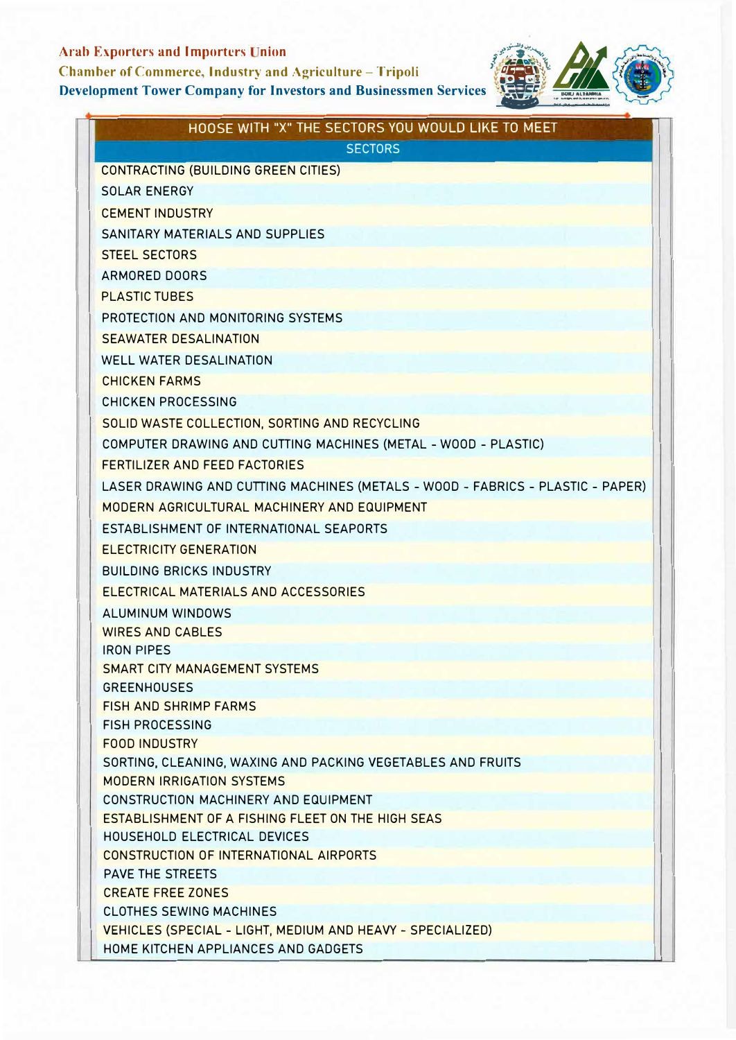**Arab Exporters and Importers Union**
**Chamber of Commerce, Industry and Agriculture – Tripoli**
**Development Tower Company for Investors and Businessmen Services**

| HOOSE WITH "X" THE SECTORS YOU WOULD LIKE TO MEET | |
|---|---|
| SECTORS | |
| CONTRACTING (BUILDING GREEN CITIES) | |
| SOLAR ENERGY | |
| CEMENT INDUSTRY | |
| SANITARY MATERIALS AND SUPPLIES | |
| STEEL SECTORS | |
| ARMORED DOORS | |
| PLASTIC TUBES | |
| PROTECTION AND MONITORING SYSTEMS | |
| SEAWATER DESALINATION | |
| WELL WATER DESALINATION | |
| CHICKEN FARMS | |
| CHICKEN PROCESSING | |
| SOLID WASTE COLLECTION, SORTING AND RECYCLING | |
| COMPUTER DRAWING AND CUTTING MACHINES (METAL - WOOD - PLASTIC) | |
| FERTILIZER AND FEED FACTORIES | |
| LASER DRAWING AND CUTTING MACHINES (METALS - WOOD - FABRICS - PLASTIC - PAPER) | |
| MODERN AGRICULTURAL MACHINERY AND EQUIPMENT | |
| ESTABLISHMENT OF INTERNATIONAL SEAPORTS | |
| ELECTRICITY GENERATION | |
| BUILDING BRICKS INDUSTRY | |
| ELECTRICAL MATERIALS AND ACCESSORIES | |
| ALUMINUM WINDOWS | |
| WIRES AND CABLES | |
| IRON PIPES | |
| SMART CITY MANAGEMENT SYSTEMS | |
| GREENHOUSES | |
| FISH AND SHRIMP FARMS | |
| FISH PROCESSING | |
| FOOD INDUSTRY | |
| SORTING, CLEANING, WAXING AND PACKING VEGETABLES AND FRUITS | |
| MODERN IRRIGATION SYSTEMS | |
| CONSTRUCTION MACHINERY AND EQUIPMENT | |
| ESTABLISHMENT OF A FISHING FLEET ON THE HIGH SEAS | |
| HOUSEHOLD ELECTRICAL DEVICES | |
| CONSTRUCTION OF INTERNATIONAL AIRPORTS | |
| PAVE THE STREETS | |
| CREATE FREE ZONES | |
| CLOTHES SEWING MACHINES | |
| VEHICLES (SPECIAL - LIGHT, MEDIUM AND HEAVY - SPECIALIZED) | |
| HOME KITCHEN APPLIANCES AND GADGETS | |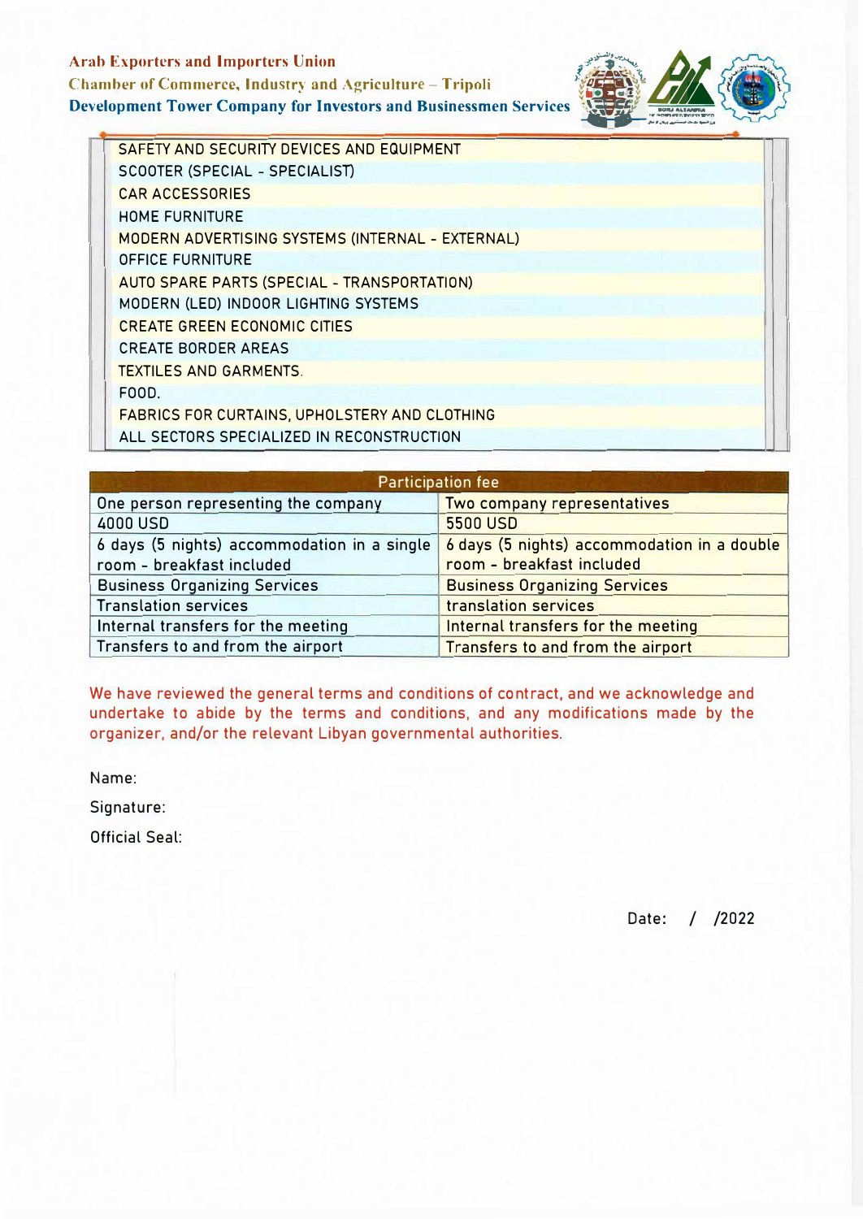Arab Exporters and Importers Union
Chamber of Commerce, Industry and Agriculture – Tripoli
Development Tower Company for Investors and Businessmen Services

| |
|---|
| SAFETY AND SECURITY DEVICES AND EQUIPMENT |
| SCOOTER (SPECIAL - SPECIALIST) |
| CAR ACCESSORIES |
| HOME FURNITURE |
| MODERN ADVERTISING SYSTEMS (INTERNAL - EXTERNAL) |
| OFFICE FURNITURE |
| AUTO SPARE PARTS (SPECIAL - TRANSPORTATION) |
| MODERN (LED) INDOOR LIGHTING SYSTEMS |
| CREATE GREEN ECONOMIC CITIES |
| CREATE BORDER AREAS |
| TEXTILES AND GARMENTS. |
| FOOD. |
| FABRICS FOR CURTAINS, UPHOLSTERY AND CLOTHING |
| ALL SECTORS SPECIALIZED IN RECONSTRUCTION |

| Participation fee | |
|---|---|
| One person representing the company | Two company representatives |
| 4000 USD | 5500 USD |
| 6 days (5 nights) accommodation in a single room - breakfast included | 6 days (5 nights) accommodation in a double room - breakfast included |
| Business Organizing Services | Business Organizing Services |
| Translation services | translation services |
| Internal transfers for the meeting | Internal transfers for the meeting |
| Transfers to and from the airport | Transfers to and from the airport |

We have reviewed the general terms and conditions of contract, and we acknowledge and undertake to abide by the terms and conditions, and any modifications made by the organizer, and/or the relevant Libyan governmental authorities.

Name:

Signature:

Official Seal:

Date: / /2022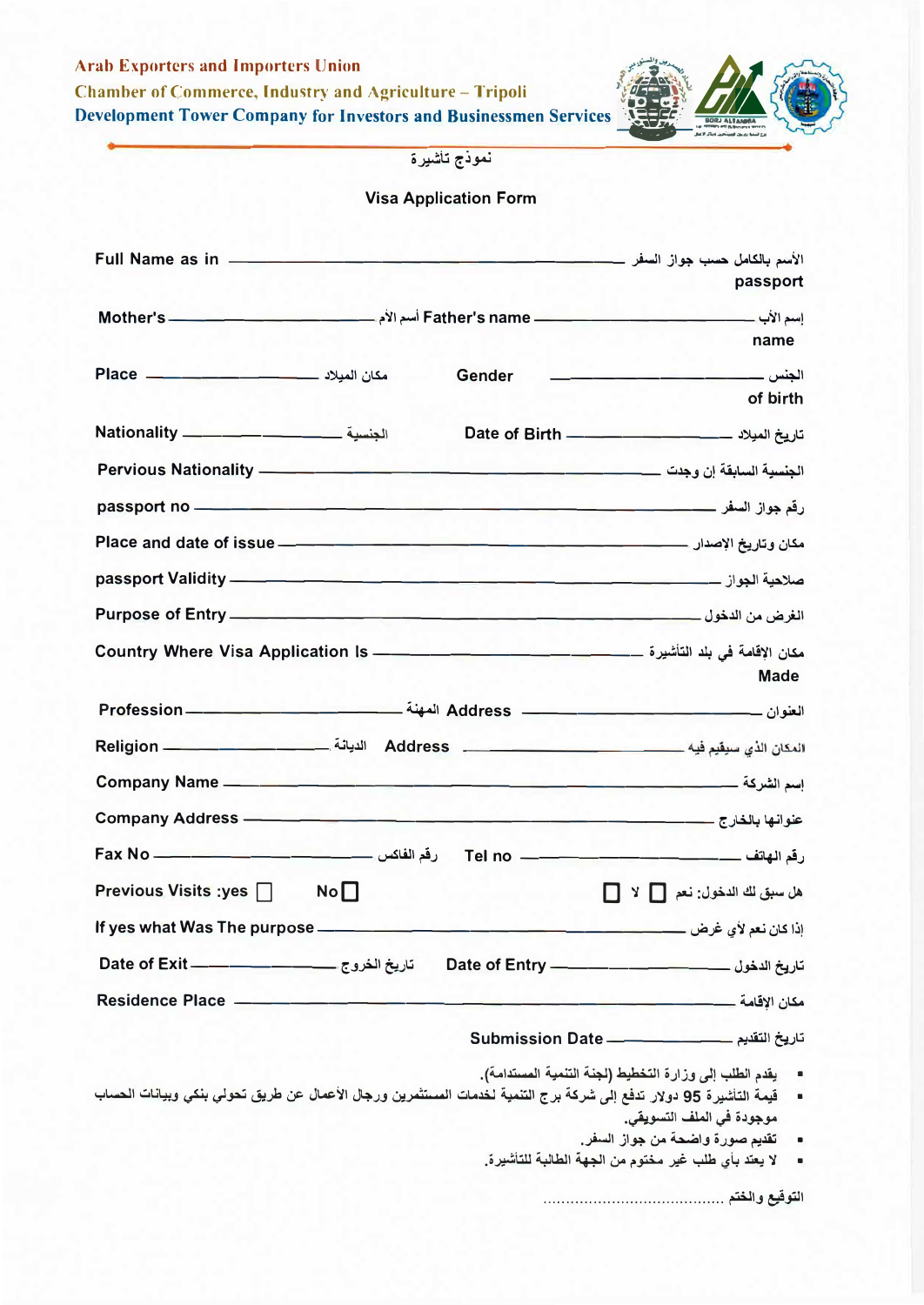Arab Exporters and Importers Union

Chamber of Commerce, Industry and Agriculture – Tripoli

Development Tower Company for Investors and Businessmen Services

## نموذج تأشيرة

## Visa Application Form

Full Name as in passport ______________________________ الأسم بالكامل حسب جواز السفر

Mother's name ____________ أسم الأم Father's name ____________ إسم الأب

Place of birth ____________ مكان الميلاد Gender ____________ الجنس

Nationality ____________ الجنسية Date of Birth ____________ تاريخ الميلاد

Pervious Nationality ______________________________ الجنسية السابقة إن وجدت

passport no ______________________________ رقم جواز السفر

Place and date of issue ______________________________ مكان وتاريخ الإصدار

passport Validity ______________________________ صلاحية الجواز

Purpose of Entry ______________________________ الغرض من الدخول

Country Where Visa Application Is Made ______________________________ مكان الإقامة في بلد التأشيرة

Profession ____________ المهنة Address ____________ العنوان

Religion ____________ الديانة Address ____________ المكان الذي سيقيم فيه

Company Name ______________________________ إسم الشركة

Company Address ______________________________ عنوانها بالخارج

Fax No ____________ رقم الفاكس Tel no ____________ رقم الهاتف

Previous Visits :yes ☐ No ☐ هل سبق لك الدخول: نعم ☐ لا ☐

If yes what Was The purpose ______________________________ إذا كان نعم لأي غرض

Date of Exit ____________ تاريخ الخروج Date of Entry ____________ تاريخ الدخول

Residence Place ______________________________ مكان الإقامة

Submission Date ____________ تاريخ التقديم

- يقدم الطلب إلى وزارة التخطيط (لجنة التنمية المستدامة).
- قيمة التأشيرة 95 دولار تدفع إلى شركة برج التنمية لخدمات المستثمرين ورجال الأعمال عن طريق تحولي بنكي وبيانات الحساب موجودة في الملف التسويقي.
- تقديم صورة واضحة من جواز السفر.
- لا يعتد بأي طلب غير مختوم من الجهة الطالبة للتأشيرة.

التوقيع والختم ........................................